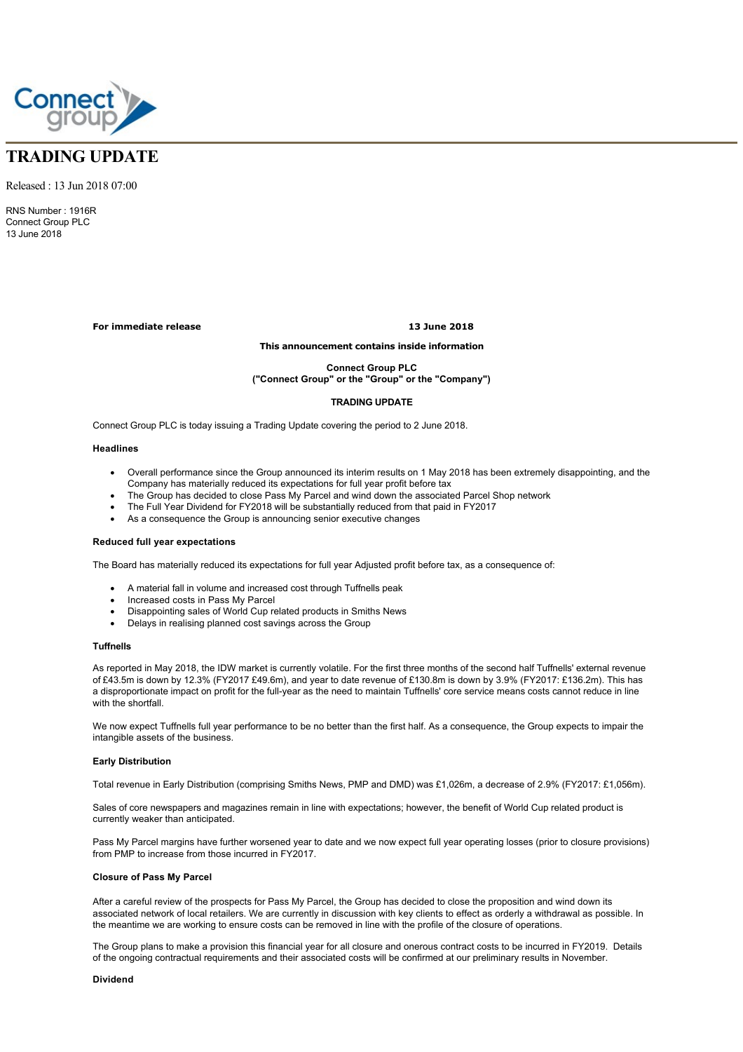# TRADING UPDATE

Released : 13 Jun 2018 07:00

RNS Number : 1916R
Connect Group PLC
13 June 2018

**For immediate release** **13 June 2018**

**This announcement contains inside information**

**Connect Group PLC**
**("Connect Group" or the "Group" or the "Company")**

**TRADING UPDATE**

Connect Group PLC is today issuing a Trading Update covering the period to 2 June 2018.

**Headlines**

- Overall performance since the Group announced its interim results on 1 May 2018 has been extremely disappointing, and the Company has materially reduced its expectations for full year profit before tax
- The Group has decided to close Pass My Parcel and wind down the associated Parcel Shop network
- The Full Year Dividend for FY2018 will be substantially reduced from that paid in FY2017
- As a consequence the Group is announcing senior executive changes

**Reduced full year expectations**

The Board has materially reduced its expectations for full year Adjusted profit before tax, as a consequence of:

- A material fall in volume and increased cost through Tuffnells peak
- Increased costs in Pass My Parcel
- Disappointing sales of World Cup related products in Smiths News
- Delays in realising planned cost savings across the Group

**Tuffnells**

As reported in May 2018, the IDW market is currently volatile. For the first three months of the second half Tuffnells' external revenue of £43.5m is down by 12.3% (FY2017 £49.6m), and year to date revenue of £130.8m is down by 3.9% (FY2017: £136.2m). This has a disproportionate impact on profit for the full-year as the need to maintain Tuffnells' core service means costs cannot reduce in line with the shortfall.

We now expect Tuffnells full year performance to be no better than the first half. As a consequence, the Group expects to impair the intangible assets of the business.

**Early Distribution**

Total revenue in Early Distribution (comprising Smiths News, PMP and DMD) was £1,026m, a decrease of 2.9% (FY2017: £1,056m).

Sales of core newspapers and magazines remain in line with expectations; however, the benefit of World Cup related product is currently weaker than anticipated.

Pass My Parcel margins have further worsened year to date and we now expect full year operating losses (prior to closure provisions) from PMP to increase from those incurred in FY2017.

**Closure of Pass My Parcel**

After a careful review of the prospects for Pass My Parcel, the Group has decided to close the proposition and wind down its associated network of local retailers. We are currently in discussion with key clients to effect as orderly a withdrawal as possible. In the meantime we are working to ensure costs can be removed in line with the profile of the closure of operations.

The Group plans to make a provision this financial year for all closure and onerous contract costs to be incurred in FY2019. Details of the ongoing contractual requirements and their associated costs will be confirmed at our preliminary results in November.

**Dividend**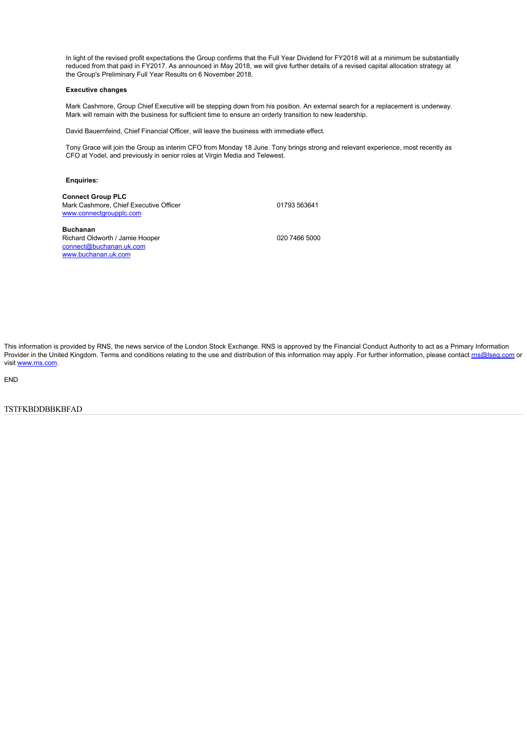In light of the revised profit expectations the Group confirms that the Full Year Dividend for FY2018 will at a minimum be substantially reduced from that paid in FY2017. As announced in May 2018, we will give further details of a revised capital allocation strategy at the Group's Preliminary Full Year Results on 6 November 2018.

**Executive changes**

Mark Cashmore, Group Chief Executive will be stepping down from his position. An external search for a replacement is underway. Mark will remain with the business for sufficient time to ensure an orderly transition to new leadership.

David Bauernfeind, Chief Financial Officer, will leave the business with immediate effect.

Tony Grace will join the Group as interim CFO from Monday 18 June. Tony brings strong and relevant experience, most recently as CFO at Yodel, and previously in senior roles at Virgin Media and Telewest.

**Enquiries:**

| | |
|---|---|
| **Connect Group PLC** | |
| Mark Cashmore, Chief Executive Officer | 01793 563641 |
| www.connectgroupplc.com | |
| | |
| **Buchanan** | |
| Richard Oldworth / Jamie Hooper | 020 7466 5000 |
| connect@buchanan.uk.com | |
| www.buchanan.uk.com | |

This information is provided by RNS, the news service of the London Stock Exchange. RNS is approved by the Financial Conduct Authority to act as a Primary Information Provider in the United Kingdom. Terms and conditions relating to the use and distribution of this information may apply. For further information, please contact rns@lseg.com or visit www.rns.com.

END

TSTFKBDDBBKBFAD